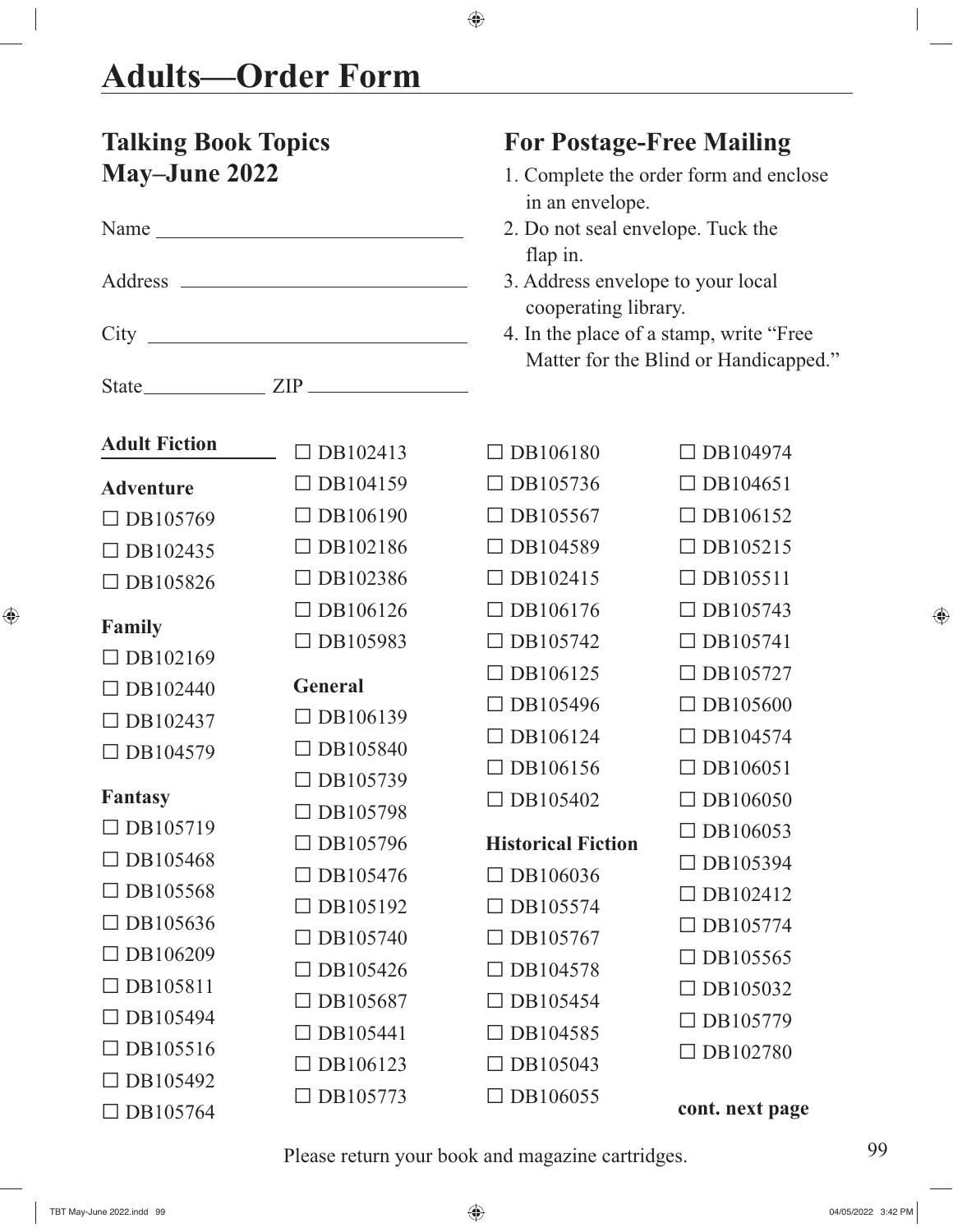# Adults—Order Form

## Talking Book Topics
## May–June 2022

Name ______________________________

Address ______________________________

City ______________________________

State____________ ZIP ________________

## For Postage-Free Mailing

1. Complete the order form and enclose in an envelope.
2. Do not seal envelope. Tuck the flap in.
3. Address envelope to your local cooperating library.
4. In the place of a stamp, write "Free Matter for the Blind or Handicapped."

**Adult Fiction**

**Adventure**

☐ DB105769
☐ DB102435
☐ DB105826

**Family**

☐ DB102169
☐ DB102440
☐ DB102437
☐ DB104579

**Fantasy**

☐ DB105719
☐ DB105468
☐ DB105568
☐ DB105636
☐ DB106209
☐ DB105811
☐ DB105494
☐ DB105516
☐ DB105492
☐ DB105764
☐ DB102413
☐ DB104159
☐ DB106190
☐ DB102186
☐ DB102386
☐ DB106126
☐ DB105983

**General**

☐ DB106139
☐ DB105840
☐ DB105739
☐ DB105798
☐ DB105796
☐ DB105476
☐ DB105192
☐ DB105740
☐ DB105426
☐ DB105687
☐ DB105441
☐ DB106123
☐ DB105773
☐ DB106180
☐ DB105736
☐ DB105567
☐ DB104589
☐ DB102415
☐ DB106176
☐ DB105742
☐ DB106125
☐ DB105496
☐ DB106124
☐ DB106156
☐ DB105402

**Historical Fiction**

☐ DB106036
☐ DB105574
☐ DB105767
☐ DB104578
☐ DB105454
☐ DB104585
☐ DB105043
☐ DB106055
☐ DB104974
☐ DB104651
☐ DB106152
☐ DB105215
☐ DB105511
☐ DB105743
☐ DB105741
☐ DB105727
☐ DB105600
☐ DB104574
☐ DB106051
☐ DB106050
☐ DB106053
☐ DB105394
☐ DB102412
☐ DB105774
☐ DB105565
☐ DB105032
☐ DB105779
☐ DB102780

**cont. next page**

Please return your book and magazine cartridges.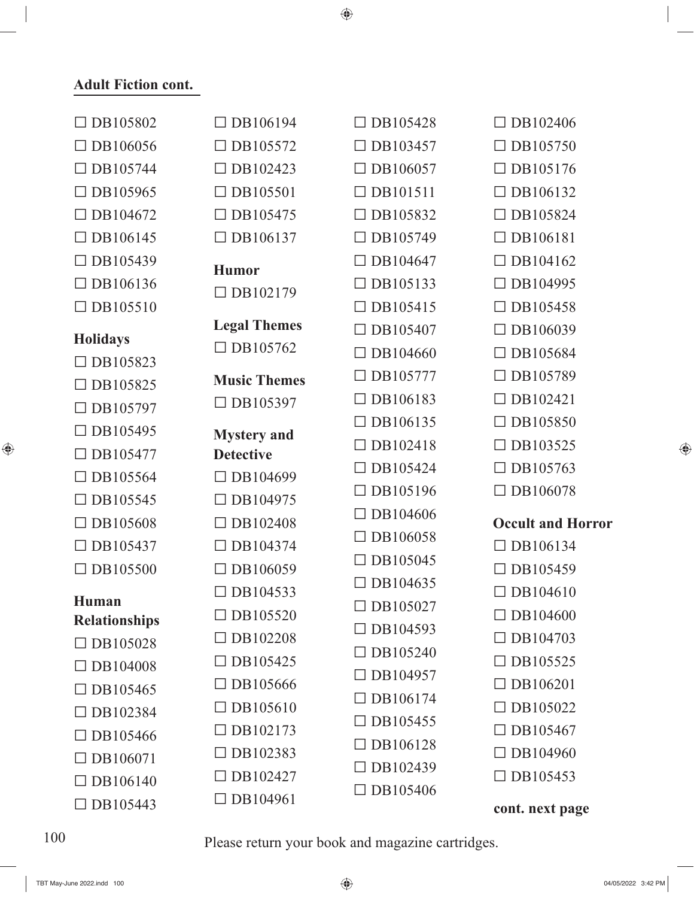## Adult Fiction cont.

- ☐ DB105802
- ☐ DB106056
- ☐ DB105744
- ☐ DB105965
- ☐ DB104672
- ☐ DB106145
- ☐ DB105439
- ☐ DB106136
- ☐ DB105510

### Holidays

- ☐ DB105823
- ☐ DB105825
- ☐ DB105797
- ☐ DB105495
- ☐ DB105477
- ☐ DB105564
- ☐ DB105545
- ☐ DB105608
- ☐ DB105437
- ☐ DB105500

### Human Relationships

- ☐ DB105028
- ☐ DB104008
- ☐ DB105465
- ☐ DB102384
- ☐ DB105466
- ☐ DB106071
- ☐ DB106140
- ☐ DB105443
- ☐ DB106194
- ☐ DB105572
- ☐ DB102423
- ☐ DB105501
- ☐ DB105475
- ☐ DB106137

### Humor

- ☐ DB102179

### Legal Themes

- ☐ DB105762

### Music Themes

- ☐ DB105397

### Mystery and Detective

- ☐ DB104699
- ☐ DB104975
- ☐ DB102408
- ☐ DB104374
- ☐ DB106059
- ☐ DB104533
- ☐ DB105520
- ☐ DB102208
- ☐ DB105425
- ☐ DB105666
- ☐ DB105610
- ☐ DB102173
- ☐ DB102383
- ☐ DB102427
- ☐ DB104961
- ☐ DB105428
- ☐ DB103457
- ☐ DB106057
- ☐ DB101511
- ☐ DB105832
- ☐ DB105749
- ☐ DB104647
- ☐ DB105133
- ☐ DB105415
- ☐ DB105407
- ☐ DB104660
- ☐ DB105777
- ☐ DB106183
- ☐ DB106135
- ☐ DB102418
- ☐ DB105424
- ☐ DB105196
- ☐ DB104606
- ☐ DB106058
- ☐ DB105045
- ☐ DB104635
- ☐ DB105027
- ☐ DB104593
- ☐ DB105240
- ☐ DB104957
- ☐ DB106174
- ☐ DB105455
- ☐ DB106128
- ☐ DB102439
- ☐ DB105406
- ☐ DB102406
- ☐ DB105750
- ☐ DB105176
- ☐ DB106132
- ☐ DB105824
- ☐ DB106181
- ☐ DB104162
- ☐ DB104995
- ☐ DB105458
- ☐ DB106039
- ☐ DB105684
- ☐ DB105789
- ☐ DB102421
- ☐ DB105850
- ☐ DB103525
- ☐ DB105763
- ☐ DB106078

### Occult and Horror

- ☐ DB106134
- ☐ DB105459
- ☐ DB104610
- ☐ DB104600
- ☐ DB104703
- ☐ DB105525
- ☐ DB106201
- ☐ DB105022
- ☐ DB105467
- ☐ DB104960
- ☐ DB105453

**cont. next page**

Please return your book and magazine cartridges.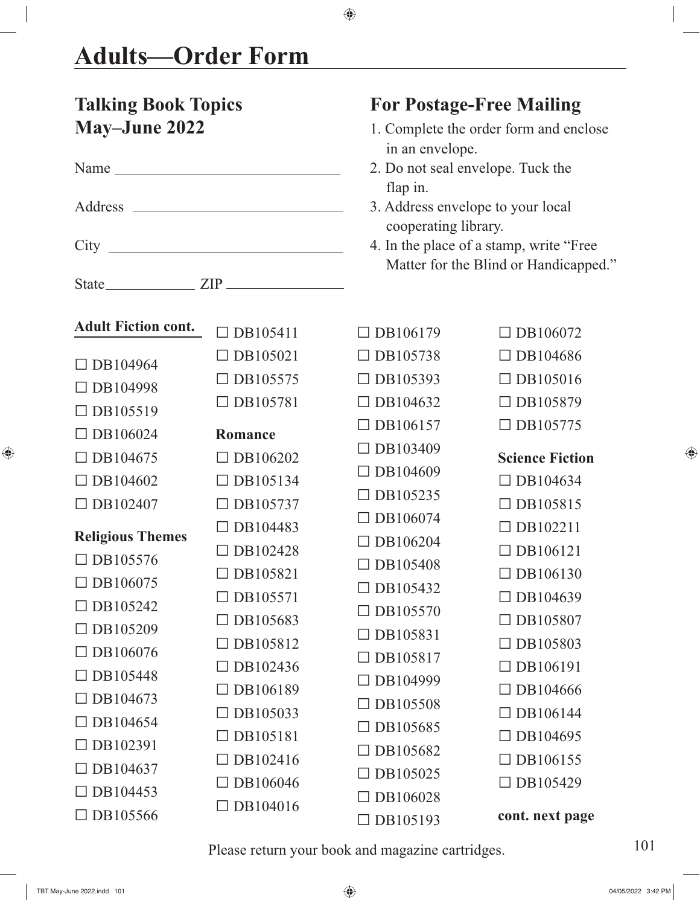# Adults—Order Form

## Talking Book Topics May–June 2022

Name \_\_\_\_\_\_\_\_\_\_\_\_\_\_\_\_\_\_\_\_\_\_\_\_\_\_\_\_

Address \_\_\_\_\_\_\_\_\_\_\_\_\_\_\_\_\_\_\_\_\_\_\_\_\_\_\_\_

City \_\_\_\_\_\_\_\_\_\_\_\_\_\_\_\_\_\_\_\_\_\_\_\_\_\_\_\_

State\_\_\_\_\_\_\_\_\_\_\_\_ ZIP \_\_\_\_\_\_\_\_\_\_\_\_\_\_\_\_

## For Postage-Free Mailing

1. Complete the order form and enclose in an envelope.
2. Do not seal envelope. Tuck the flap in.
3. Address envelope to your local cooperating library.
4. In the place of a stamp, write "Free Matter for the Blind or Handicapped."

**Adult Fiction cont.**

☐ DB104964
☐ DB104998
☐ DB105519
☐ DB106024
☐ DB104675
☐ DB104602
☐ DB102407

**Religious Themes**

☐ DB105576
☐ DB106075
☐ DB105242
☐ DB105209
☐ DB106076
☐ DB105448
☐ DB104673
☐ DB104654
☐ DB102391
☐ DB104637
☐ DB104453
☐ DB105566
☐ DB105411
☐ DB105021
☐ DB105575
☐ DB105781

**Romance**

☐ DB106202
☐ DB105134
☐ DB105737
☐ DB104483
☐ DB102428
☐ DB105821
☐ DB105571
☐ DB105683
☐ DB105812
☐ DB102436
☐ DB106189
☐ DB105033
☐ DB105181
☐ DB102416
☐ DB106046
☐ DB104016
☐ DB106179
☐ DB105738
☐ DB105393
☐ DB104632
☐ DB106157
☐ DB103409
☐ DB104609
☐ DB105235
☐ DB106074
☐ DB106204
☐ DB105408
☐ DB105432
☐ DB105570
☐ DB105831
☐ DB105817
☐ DB104999
☐ DB105508
☐ DB105685
☐ DB105682
☐ DB105025
☐ DB106028
☐ DB105193
☐ DB106072
☐ DB104686
☐ DB105016
☐ DB105879
☐ DB105775

**Science Fiction**

☐ DB104634
☐ DB105815
☐ DB102211
☐ DB106121
☐ DB106130
☐ DB104639
☐ DB105807
☐ DB105803
☐ DB106191
☐ DB104666
☐ DB106144
☐ DB104695
☐ DB106155
☐ DB105429

**cont. next page**

Please return your book and magazine cartridges.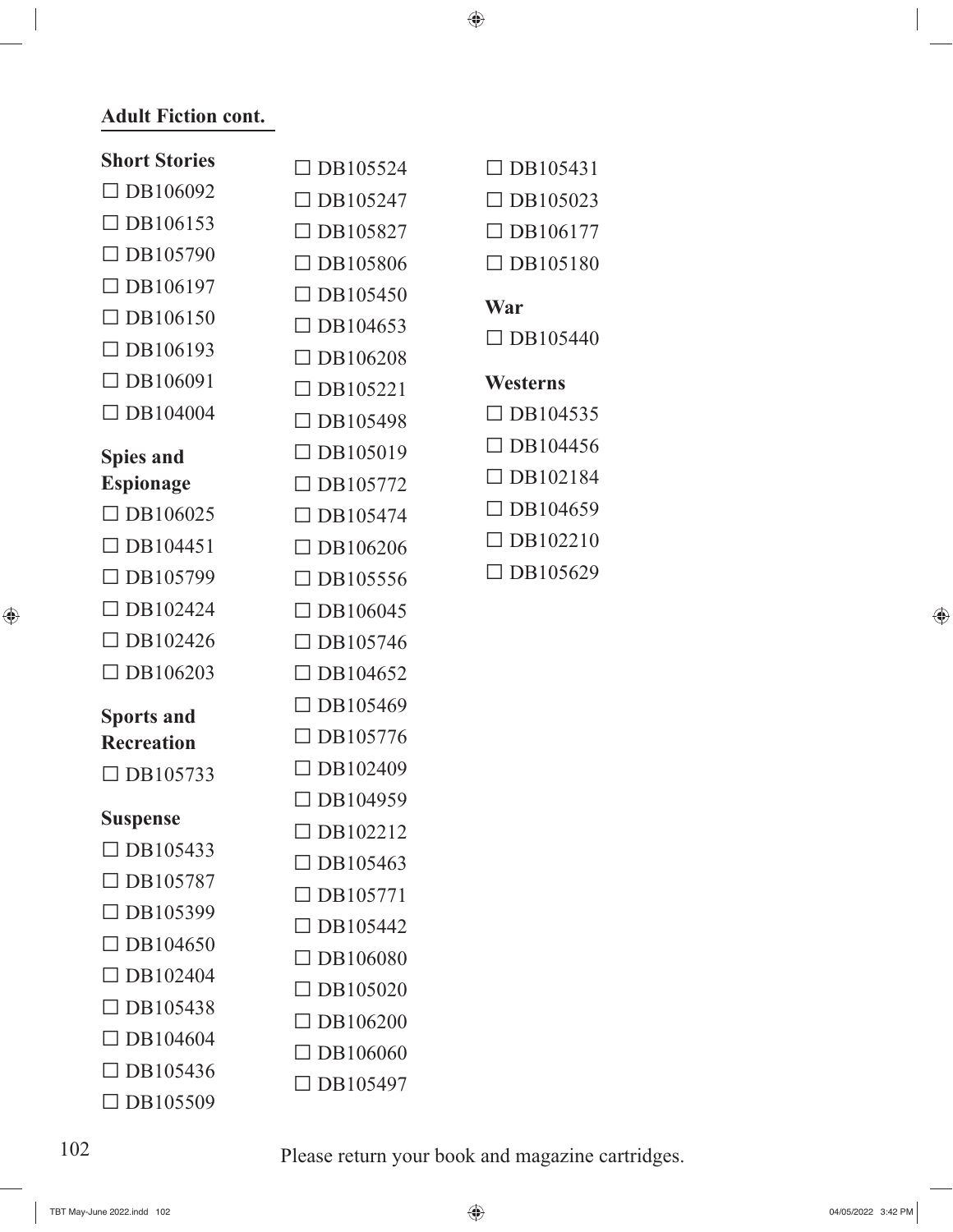## Adult Fiction cont.

**Short Stories**

- ☐ DB106092
- ☐ DB106153
- ☐ DB105790
- ☐ DB106197
- ☐ DB106150
- ☐ DB106193
- ☐ DB106091
- ☐ DB104004

**Spies and Espionage**

- ☐ DB106025
- ☐ DB104451
- ☐ DB105799
- ☐ DB102424
- ☐ DB102426
- ☐ DB106203

**Sports and Recreation**

- ☐ DB105733

**Suspense**

- ☐ DB105433
- ☐ DB105787
- ☐ DB105399
- ☐ DB104650
- ☐ DB102404
- ☐ DB105438
- ☐ DB104604
- ☐ DB105436
- ☐ DB105509
- ☐ DB105524
- ☐ DB105247
- ☐ DB105827
- ☐ DB105806
- ☐ DB105450
- ☐ DB104653
- ☐ DB106208
- ☐ DB105221
- ☐ DB105498
- ☐ DB105019
- ☐ DB105772
- ☐ DB105474
- ☐ DB106206
- ☐ DB105556
- ☐ DB106045
- ☐ DB105746
- ☐ DB104652
- ☐ DB105469
- ☐ DB105776
- ☐ DB102409
- ☐ DB104959
- ☐ DB102212
- ☐ DB105463
- ☐ DB105771
- ☐ DB105442
- ☐ DB106080
- ☐ DB105020
- ☐ DB106200
- ☐ DB106060
- ☐ DB105497
- ☐ DB105431
- ☐ DB105023
- ☐ DB106177
- ☐ DB105180

**War**

- ☐ DB105440

**Westerns**

- ☐ DB104535
- ☐ DB104456
- ☐ DB102184
- ☐ DB104659
- ☐ DB102210
- ☐ DB105629

Please return your book and magazine cartridges.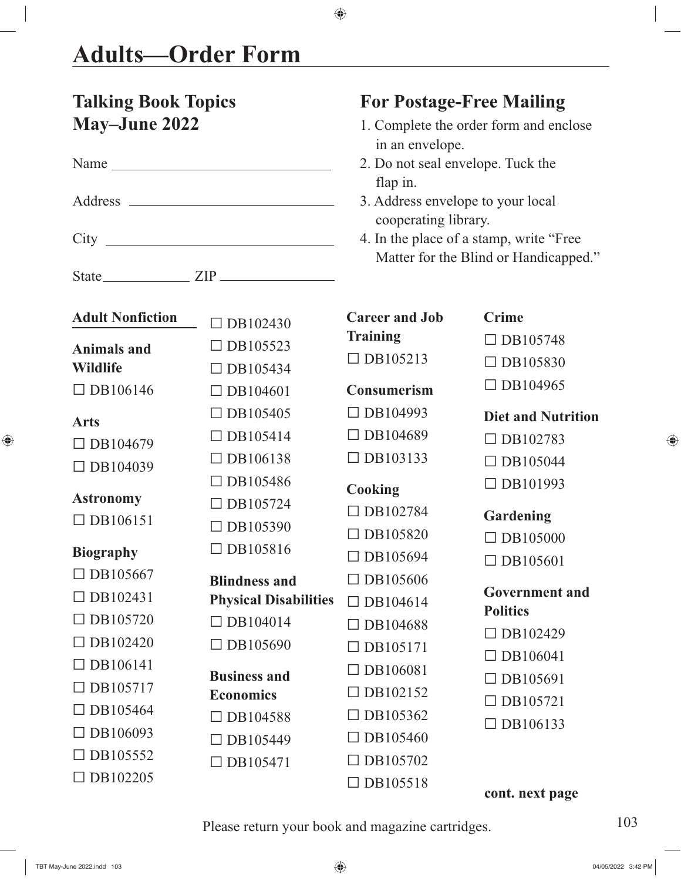# Adults—Order Form

## Talking Book Topics May–June 2022

Name ______________________________

Address ______________________________

City ______________________________

State ____________ ZIP ________________

## For Postage-Free Mailing

1. Complete the order form and enclose in an envelope.
2. Do not seal envelope. Tuck the flap in.
3. Address envelope to your local cooperating library.
4. In the place of a stamp, write "Free Matter for the Blind or Handicapped."

**Adult Nonfiction**

**Animals and Wildlife**

☐ DB106146

**Arts**

☐ DB104679
☐ DB104039

**Astronomy**

☐ DB106151

**Biography**

☐ DB105667
☐ DB102431
☐ DB105720
☐ DB102420
☐ DB106141
☐ DB105717
☐ DB105464
☐ DB106093
☐ DB105552
☐ DB102205
☐ DB102430
☐ DB105523
☐ DB105434
☐ DB104601
☐ DB105405
☐ DB105414
☐ DB106138
☐ DB105486
☐ DB105724
☐ DB105390
☐ DB105816

**Blindness and Physical Disabilities**

☐ DB104014
☐ DB105690

**Business and Economics**

☐ DB104588
☐ DB105449
☐ DB105471

**Career and Job Training**

☐ DB105213

**Consumerism**

☐ DB104993
☐ DB104689
☐ DB103133

**Cooking**

☐ DB102784
☐ DB105820
☐ DB105694
☐ DB105606
☐ DB104614
☐ DB104688
☐ DB105171
☐ DB106081
☐ DB102152
☐ DB105362
☐ DB105460
☐ DB105702
☐ DB105518

**Crime**

☐ DB105748
☐ DB105830
☐ DB104965

**Diet and Nutrition**

☐ DB102783
☐ DB105044
☐ DB101993

**Gardening**

☐ DB105000
☐ DB105601

**Government and Politics**

☐ DB102429
☐ DB106041
☐ DB105691
☐ DB105721
☐ DB106133

**cont. next page**

Please return your book and magazine cartridges.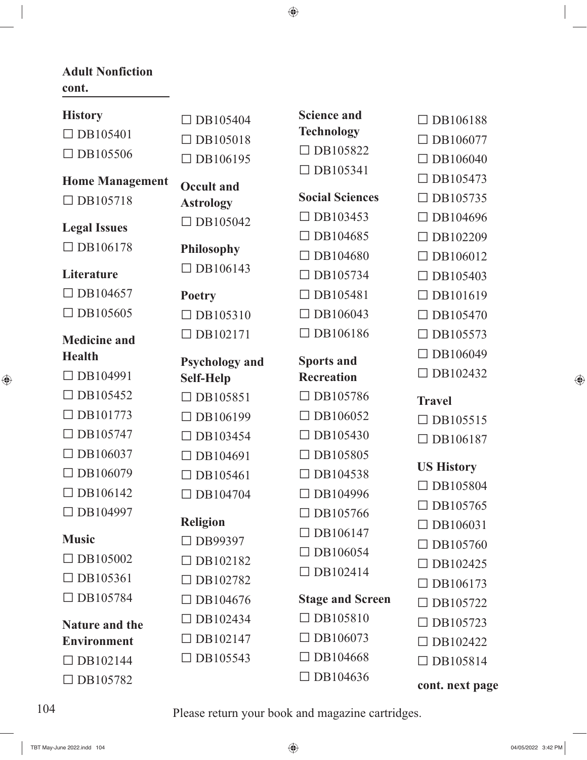## Adult Nonfiction cont.

**History**

- ☐ DB105401
- ☐ DB105506
- ☐ DB105404
- ☐ DB105018
- ☐ DB106195

**Home Management**

- ☐ DB105718

**Legal Issues**

- ☐ DB106178

**Literature**

- ☐ DB104657
- ☐ DB105605

**Medicine and Health**

- ☐ DB104991
- ☐ DB105452
- ☐ DB101773
- ☐ DB105747
- ☐ DB106037
- ☐ DB106079
- ☐ DB106142
- ☐ DB104997

**Music**

- ☐ DB105002
- ☐ DB105361
- ☐ DB105784

**Nature and the Environment**

- ☐ DB102144
- ☐ DB105782

**Occult and Astrology**

- ☐ DB105042

**Philosophy**

- ☐ DB106143

**Poetry**

- ☐ DB105310
- ☐ DB102171

**Psychology and Self-Help**

- ☐ DB105851
- ☐ DB106199
- ☐ DB103454
- ☐ DB104691
- ☐ DB105461
- ☐ DB104704

**Religion**

- ☐ DB99397
- ☐ DB102182
- ☐ DB102782
- ☐ DB104676
- ☐ DB102434
- ☐ DB102147
- ☐ DB105543

**Science and Technology**

- ☐ DB105822
- ☐ DB105341

**Social Sciences**

- ☐ DB103453
- ☐ DB104685
- ☐ DB104680
- ☐ DB105734
- ☐ DB105481
- ☐ DB106043
- ☐ DB106186

**Sports and Recreation**

- ☐ DB105786
- ☐ DB106052
- ☐ DB105430
- ☐ DB105805
- ☐ DB104538
- ☐ DB104996
- ☐ DB105766
- ☐ DB106147
- ☐ DB106054
- ☐ DB102414

**Stage and Screen**

- ☐ DB105810
- ☐ DB106073
- ☐ DB104668
- ☐ DB104636
- ☐ DB106188
- ☐ DB106077
- ☐ DB106040
- ☐ DB105473
- ☐ DB105735
- ☐ DB104696
- ☐ DB102209
- ☐ DB106012
- ☐ DB105403
- ☐ DB101619
- ☐ DB105470
- ☐ DB105573
- ☐ DB106049
- ☐ DB102432

**Travel**

- ☐ DB105515
- ☐ DB106187

**US History**

- ☐ DB105804
- ☐ DB105765
- ☐ DB106031
- ☐ DB105760
- ☐ DB102425
- ☐ DB106173
- ☐ DB105722
- ☐ DB105723
- ☐ DB102422
- ☐ DB105814

**cont. next page**

Please return your book and magazine cartridges.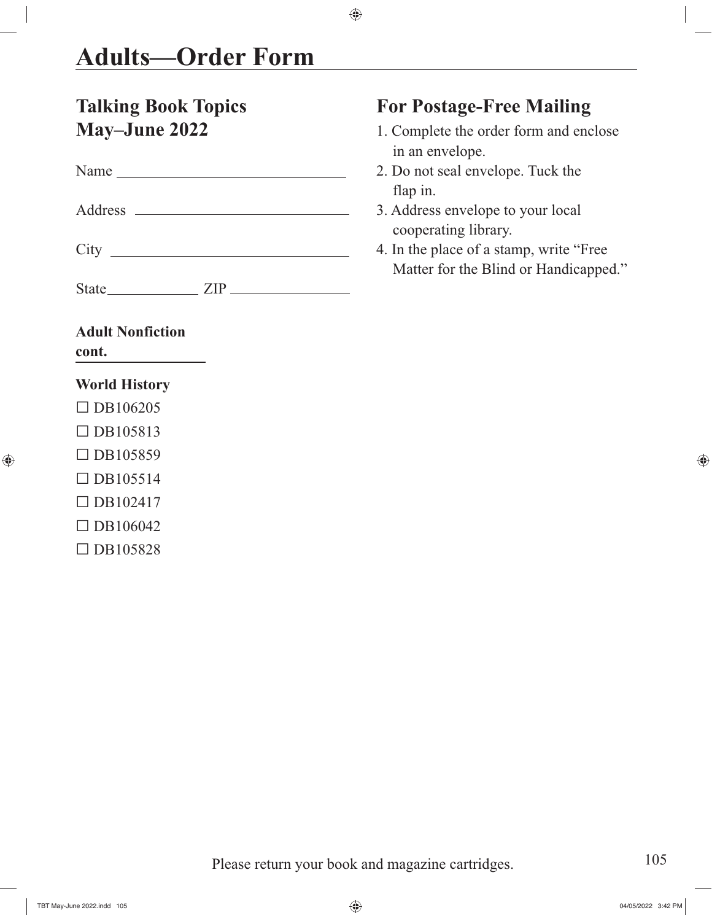# Adults—Order Form

## Talking Book Topics May–June 2022

Name ______________________________

Address ____________________________

City _______________________________

State ____________ ZIP ______________

## For Postage-Free Mailing

1. Complete the order form and enclose in an envelope.
2. Do not seal envelope. Tuck the flap in.
3. Address envelope to your local cooperating library.
4. In the place of a stamp, write "Free Matter for the Blind or Handicapped."

### Adult Nonfiction cont.

**World History**

☐ DB106205

☐ DB105813

☐ DB105859

☐ DB105514

☐ DB102417

☐ DB106042

☐ DB105828

Please return your book and magazine cartridges.